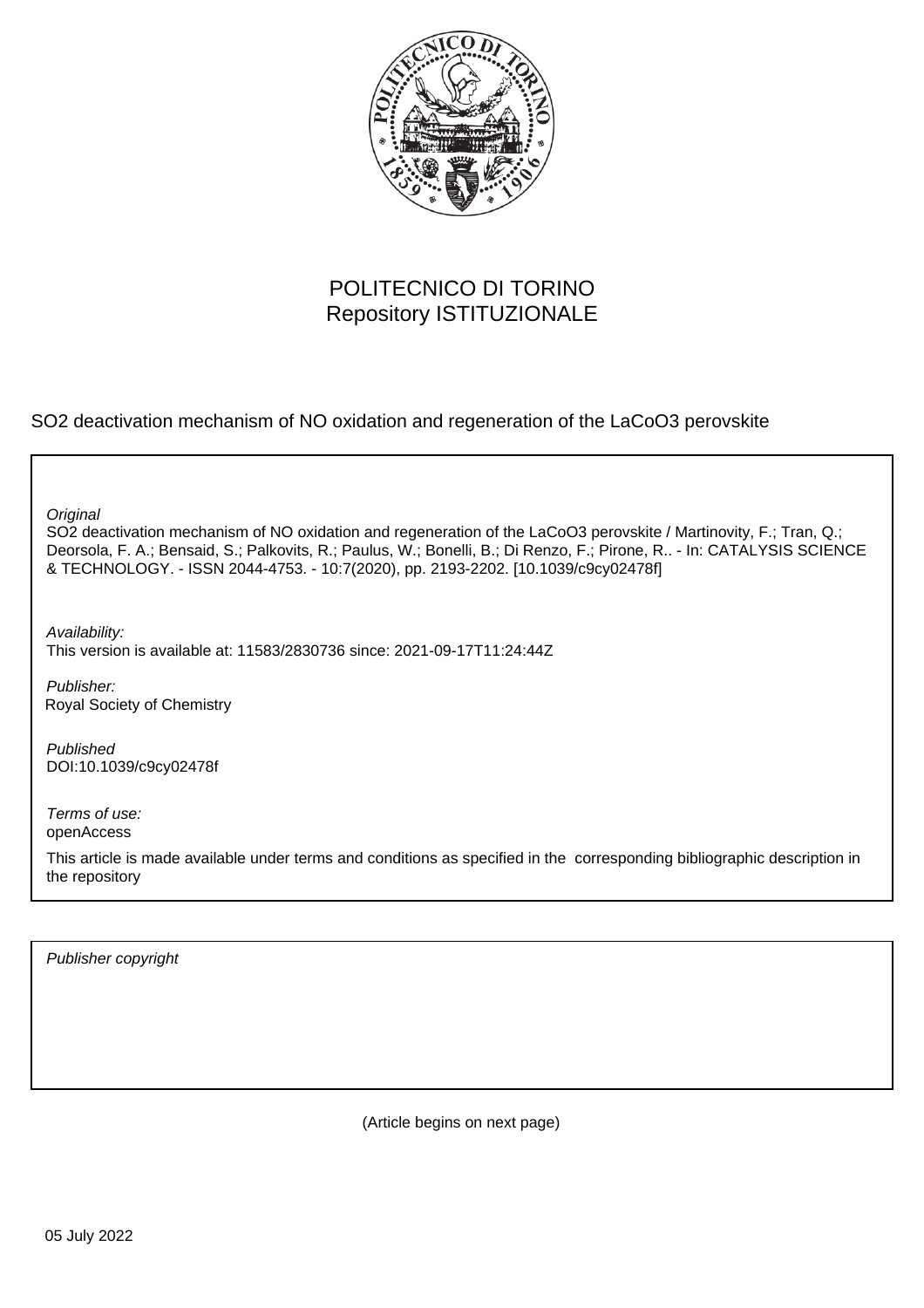POLITECNICO DI TORINO
Repository ISTITUZIONALE

SO2 deactivation mechanism of NO oxidation and regeneration of the LaCoO3 perovskite

*Original*
SO2 deactivation mechanism of NO oxidation and regeneration of the LaCoO3 perovskite / Martinovity, F.; Tran, Q.; Deorsola, F. A.; Bensaid, S.; Palkovits, R.; Paulus, W.; Bonelli, B.; Di Renzo, F.; Pirone, R.. - In: CATALYSIS SCIENCE & TECHNOLOGY. - ISSN 2044-4753. - 10:7(2020), pp. 2193-2202. [10.1039/c9cy02478f]

*Availability:*
This version is available at: 11583/2830736 since: 2021-09-17T11:24:44Z

*Publisher:*
Royal Society of Chemistry

*Published*
DOI:10.1039/c9cy02478f

*Terms of use:*
openAccess

This article is made available under terms and conditions as specified in the corresponding bibliographic description in the repository

*Publisher copyright*

(Article begins on next page)

05 July 2022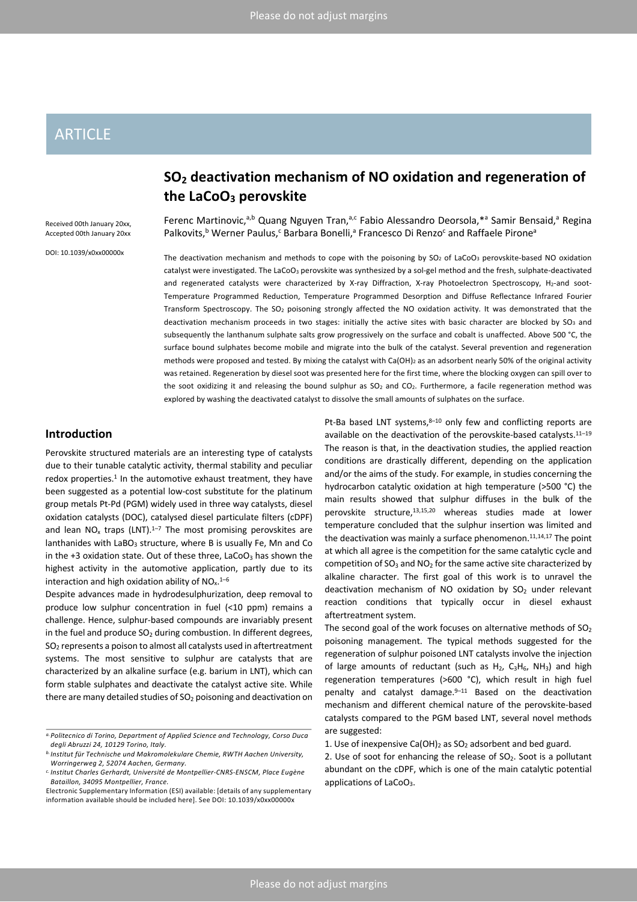ARTICLE

# $SO_2$ deactivation mechanism of NO oxidation and regeneration of the $LaCoO_3$ perovskite

Received 00th January 20xx, Accepted 00th January 20xx

DOI: 10.1039/x0xx00000x

Ferenc Martinovic,[a,b] Quang Nguyen Tran,[a,c] Fabio Alessandro Deorsola,*[a] Samir Bensaid,[a] Regina Palkovits,[b] Werner Paulus,[c] Barbara Bonelli,[a] Francesco Di Renzo[c] and Raffaele Pirone[a]

The deactivation mechanism and methods to cope with the poisoning by $SO_2$ of $LaCoO_3$ perovskite-based NO oxidation catalyst were investigated. The $LaCoO_3$ perovskite was synthesized by a sol-gel method and the fresh, sulphate-deactivated and regenerated catalysts were characterized by X-ray Diffraction, X-ray Photoelectron Spectroscopy, $H_2$-and soot-Temperature Programmed Reduction, Temperature Programmed Desorption and Diffuse Reflectance Infrared Fourier Transform Spectroscopy. The $SO_2$ poisoning strongly affected the NO oxidation activity. It was demonstrated that the deactivation mechanism proceeds in two stages: initially the active sites with basic character are blocked by $SO_3$ and subsequently the lanthanum sulphate salts grow progressively on the surface and cobalt is unaffected. Above 500 °C, the surface bound sulphates become mobile and migrate into the bulk of the catalyst. Several prevention and regeneration methods were proposed and tested. By mixing the catalyst with $Ca(OH)_2$ as an adsorbent nearly 50% of the original activity was retained. Regeneration by diesel soot was presented here for the first time, where the blocking oxygen can spill over to the soot oxidizing it and releasing the bound sulphur as $SO_2$ and $CO_2$. Furthermore, a facile regeneration method was explored by washing the deactivated catalyst to dissolve the small amounts of sulphates on the surface.

## Introduction

Perovskite structured materials are an interesting type of catalysts due to their tunable catalytic activity, thermal stability and peculiar redox properties.[1] In the automotive exhaust treatment, they have been suggested as a potential low-cost substitute for the platinum group metals Pt-Pd (PGM) widely used in three way catalysts, diesel oxidation catalysts (DOC), catalysed diesel particulate filters (cDPF) and lean $NO_x$ traps (LNT).[1–7] The most promising perovskites are lanthanides with $LaBO_3$ structure, where B is usually Fe, Mn and Co in the +3 oxidation state. Out of these three, $LaCoO_3$ has shown the highest activity in the automotive application, partly due to its interaction and high oxidation ability of $NO_x$.[1–6]

Despite advances made in hydrodesulphurization, deep removal to produce low sulphur concentration in fuel (<10 ppm) remains a challenge. Hence, sulphur-based compounds are invariably present in the fuel and produce $SO_2$ during combustion. In different degrees, $SO_2$ represents a poison to almost all catalysts used in aftertreatment systems. The most sensitive to sulphur are catalysts that are characterized by an alkaline surface (e.g. barium in LNT), which can form stable sulphates and deactivate the catalyst active site. While there are many detailed studies of $SO_2$ poisoning and deactivation on Pt-Ba based LNT systems,[8–10] only few and conflicting reports are available on the deactivation of the perovskite-based catalysts.[11–19] The reason is that, in the deactivation studies, the applied reaction conditions are drastically different, depending on the application and/or the aims of the study. For example, in studies concerning the hydrocarbon catalytic oxidation at high temperature (>500 °C) the main results showed that sulphur diffuses in the bulk of the perovskite structure,[13,15,20] whereas studies made at lower temperature concluded that the sulphur insertion was limited and the deactivation was mainly a surface phenomenon.[11,14,17] The point at which all agree is the competition for the same catalytic cycle and competition of $SO_3$ and $NO_2$ for the same active site characterized by alkaline character. The first goal of this work is to unravel the deactivation mechanism of NO oxidation by $SO_2$ under relevant reaction conditions that typically occur in diesel exhaust aftertreatment system.

The second goal of the work focuses on alternative methods of $SO_2$ poisoning management. The typical methods suggested for the regeneration of sulphur poisoned LNT catalysts involve the injection of large amounts of reductant (such as $H_2$, $C_3H_6$, $NH_3$) and high regeneration temperatures (>600 °C), which result in high fuel penalty and catalyst damage.[9–11] Based on the deactivation mechanism and different chemical nature of the perovskite-based catalysts compared to the PGM based LNT, several novel methods are suggested:

1. Use of inexpensive $Ca(OH)_2$ as $SO_2$ adsorbent and bed guard.
2. Use of soot for enhancing the release of $SO_2$. Soot is a pollutant abundant on the cDPF, which is one of the main catalytic potential applications of $LaCoO_3$.

[a] Politecnico di Torino, Department of Applied Science and Technology, Corso Duca degli Abruzzi 24, 10129 Torino, Italy.
[b] Institut für Technische und Makromolekulare Chemie, RWTH Aachen University, Worringerweg 2, 52074 Aachen, Germany.
[c] Institut Charles Gerhardt, Université de Montpellier-CNRS-ENSCM, Place Eugène Bataillon, 34095 Montpellier, France.
Electronic Supplementary Information (ESI) available: [details of any supplementary information available should be included here]. See DOI: 10.1039/x0xx00000x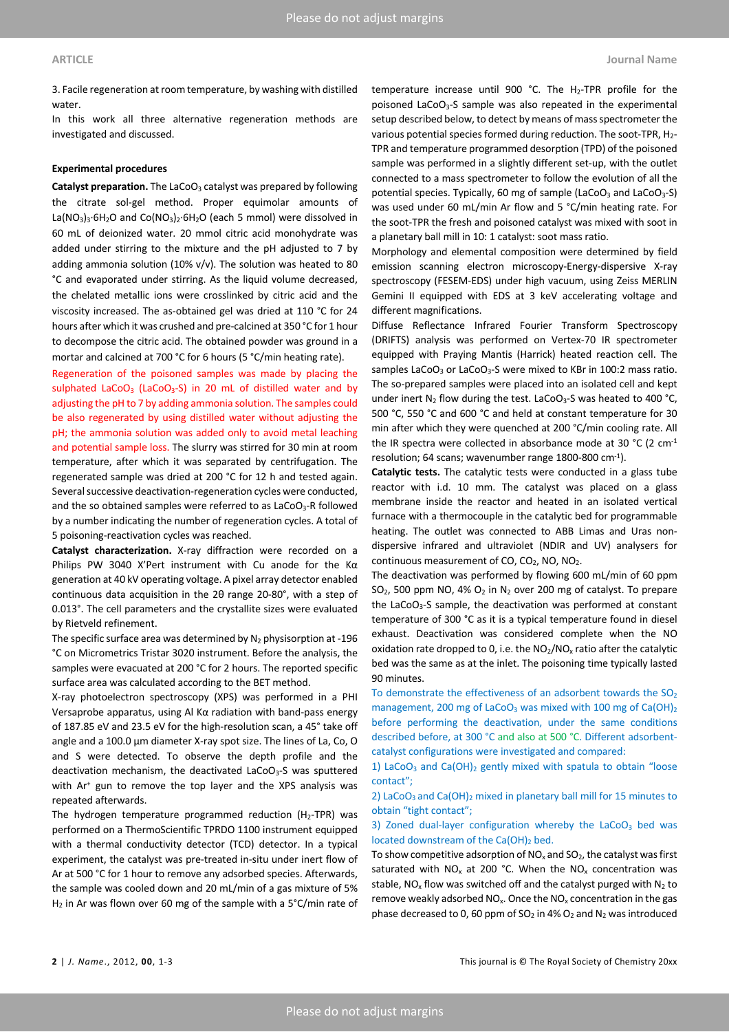3. Facile regeneration at room temperature, by washing with distilled water.

In this work all three alternative regeneration methods are investigated and discussed.

### Experimental procedures

**Catalyst preparation.** The $LaCoO_3$ catalyst was prepared by following the citrate sol-gel method. Proper equimolar amounts of $La(NO_3)_3{\cdot}6H_2O$ and $Co(NO_3)_2{\cdot}6H_2O$ (each 5 mmol) were dissolved in 60 mL of deionized water. 20 mmol citric acid monohydrate was added under stirring to the mixture and the pH adjusted to 7 by adding ammonia solution (10% v/v). The solution was heated to 80 °C and evaporated under stirring. As the liquid volume decreased, the chelated metallic ions were crosslinked by citric acid and the viscosity increased. The as-obtained gel was dried at 110 °C for 24 hours after which it was crushed and pre-calcined at 350 °C for 1 hour to decompose the citric acid. The obtained powder was ground in a mortar and calcined at 700 °C for 6 hours (5 °C/min heating rate).

Regeneration of the poisoned samples was made by placing the sulphated $LaCoO_3$ ($LaCoO_3$-S) in 20 mL of distilled water and by adjusting the pH to 7 by adding ammonia solution. The samples could be also regenerated by using distilled water without adjusting the pH; the ammonia solution was added only to avoid metal leaching and potential sample loss. The slurry was stirred for 30 min at room temperature, after which it was separated by centrifugation. The regenerated sample was dried at 200 °C for 12 h and tested again. Several successive deactivation-regeneration cycles were conducted, and the so obtained samples were referred to as $LaCoO_3$-R followed by a number indicating the number of regeneration cycles. A total of 5 poisoning-reactivation cycles was reached.

**Catalyst characterization.** X-ray diffraction were recorded on a Philips PW 3040 X'Pert instrument with Cu anode for the Kα generation at 40 kV operating voltage. A pixel array detector enabled continuous data acquisition in the 2θ range 20-80°, with a step of 0.013°. The cell parameters and the crystallite sizes were evaluated by Rietveld refinement.

The specific surface area was determined by $N_2$ physisorption at -196 °C on Micrometrics Tristar 3020 instrument. Before the analysis, the samples were evacuated at 200 °C for 2 hours. The reported specific surface area was calculated according to the BET method.

X-ray photoelectron spectroscopy (XPS) was performed in a PHI Versaprobe apparatus, using Al Kα radiation with band-pass energy of 187.85 eV and 23.5 eV for the high-resolution scan, a 45° take off angle and a 100.0 μm diameter X-ray spot size. The lines of La, Co, O and S were detected. To observe the depth profile and the deactivation mechanism, the deactivated $LaCoO_3$-S was sputtered with $Ar^+$ gun to remove the top layer and the XPS analysis was repeated afterwards.

The hydrogen temperature programmed reduction ($H_2$-TPR) was performed on a ThermoScientific TPRDO 1100 instrument equipped with a thermal conductivity detector (TCD) detector. In a typical experiment, the catalyst was pre-treated in-situ under inert flow of Ar at 500 °C for 1 hour to remove any adsorbed species. Afterwards, the sample was cooled down and 20 mL/min of a gas mixture of 5% $H_2$ in Ar was flown over 60 mg of the sample with a 5°C/min rate of temperature increase until 900 °C. The $H_2$-TPR profile for the poisoned $LaCoO_3$-S sample was also repeated in the experimental setup described below, to detect by means of mass spectrometer the various potential species formed during reduction. The soot-TPR, $H_2$-TPR and temperature programmed desorption (TPD) of the poisoned sample was performed in a slightly different set-up, with the outlet connected to a mass spectrometer to follow the evolution of all the potential species. Typically, 60 mg of sample ($LaCoO_3$ and $LaCoO_3$-S) was used under 60 mL/min Ar flow and 5 °C/min heating rate. For the soot-TPR the fresh and poisoned catalyst was mixed with soot in a planetary ball mill in 10: 1 catalyst: soot mass ratio.

Morphology and elemental composition were determined by field emission scanning electron microscopy-Energy-dispersive X-ray spectroscopy (FESEM-EDS) under high vacuum, using Zeiss MERLIN Gemini II equipped with EDS at 3 keV accelerating voltage and different magnifications.

Diffuse Reflectance Infrared Fourier Transform Spectroscopy (DRIFTS) analysis was performed on Vertex-70 IR spectrometer equipped with Praying Mantis (Harrick) heated reaction cell. The samples $LaCoO_3$ or $LaCoO_3$-S were mixed to KBr in 100:2 mass ratio. The so-prepared samples were placed into an isolated cell and kept under inert $N_2$ flow during the test. $LaCoO_3$-S was heated to 400 °C, 500 °C, 550 °C and 600 °C and held at constant temperature for 30 min after which they were quenched at 200 °C/min cooling rate. All the IR spectra were collected in absorbance mode at 30 °C (2 $cm^{-1}$ resolution; 64 scans; wavenumber range 1800-800 $cm^{-1}$).

**Catalytic tests.** The catalytic tests were conducted in a glass tube reactor with i.d. 10 mm. The catalyst was placed on a glass membrane inside the reactor and heated in an isolated vertical furnace with a thermocouple in the catalytic bed for programmable heating. The outlet was connected to ABB Limas and Uras non-dispersive infrared and ultraviolet (NDIR and UV) analysers for continuous measurement of CO, $CO_2$, NO, $NO_2$.

The deactivation was performed by flowing 600 mL/min of 60 ppm $SO_2$, 500 ppm NO, 4% $O_2$ in $N_2$ over 200 mg of catalyst. To prepare the $LaCoO_3$-S sample, the deactivation was performed at constant temperature of 300 °C as it is a typical temperature found in diesel exhaust. Deactivation was considered complete when the NO oxidation rate dropped to 0, i.e. the $NO_2/NO_x$ ratio after the catalytic bed was the same as at the inlet. The poisoning time typically lasted 90 minutes.

To demonstrate the effectiveness of an adsorbent towards the $SO_2$ management, 200 mg of $LaCoO_3$ was mixed with 100 mg of $Ca(OH)_2$ before performing the deactivation, under the same conditions described before, at 300 °C and also at 500 °C. Different adsorbent-catalyst configurations were investigated and compared:

1) $LaCoO_3$ and $Ca(OH)_2$ gently mixed with spatula to obtain "loose contact";

2) $LaCoO_3$ and $Ca(OH)_2$ mixed in planetary ball mill for 15 minutes to obtain "tight contact";

3) Zoned dual-layer configuration whereby the $LaCoO_3$ bed was located downstream of the $Ca(OH)_2$ bed.

To show competitive adsorption of $NO_x$ and $SO_2$, the catalyst was first saturated with $NO_x$ at 200 °C. When the $NO_x$ concentration was stable, $NO_x$ flow was switched off and the catalyst purged with $N_2$ to remove weakly adsorbed $NO_x$. Once the $NO_x$ concentration in the gas phase decreased to 0, 60 ppm of $SO_2$ in 4% $O_2$ and $N_2$ was introduced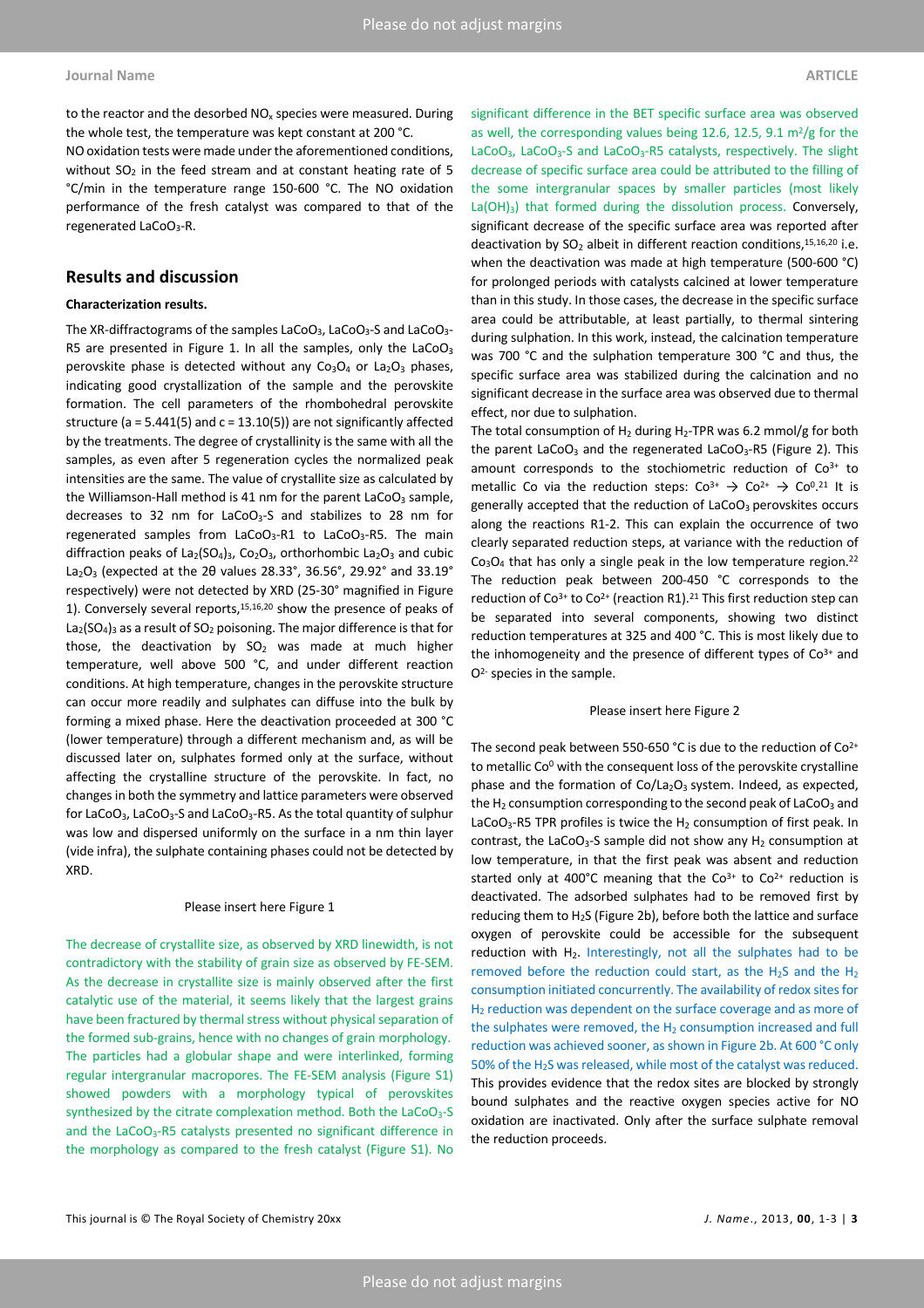to the reactor and the desorbed $NO_x$ species were measured. During the whole test, the temperature was kept constant at 200 °C.

NO oxidation tests were made under the aforementioned conditions, without $SO_2$ in the feed stream and at constant heating rate of 5 °C/min in the temperature range 150-600 °C. The NO oxidation performance of the fresh catalyst was compared to that of the regenerated $LaCoO_3$-R.

## Results and discussion

### Characterization results.

The XR-diffractograms of the samples $LaCoO_3$, $LaCoO_3$-S and $LaCoO_3$-R5 are presented in Figure 1. In all the samples, only the $LaCoO_3$ perovskite phase is detected without any $Co_3O_4$ or $La_2O_3$ phases, indicating good crystallization of the sample and the perovskite formation. The cell parameters of the rhombohedral perovskite structure (a = 5.441(5) and c = 13.10(5)) are not significantly affected by the treatments. The degree of crystallinity is the same with all the samples, as even after 5 regeneration cycles the normalized peak intensities are the same. The value of crystallite size as calculated by the Williamson-Hall method is 41 nm for the parent $LaCoO_3$ sample, decreases to 32 nm for $LaCoO_3$-S and stabilizes to 28 nm for regenerated samples from $LaCoO_3$-R1 to $LaCoO_3$-R5. The main diffraction peaks of $La_2(SO_4)_3$, $Co_2O_3$, orthorhombic $La_2O_3$ and cubic $La_2O_3$ (expected at the 2θ values 28.33°, 36.56°, 29.92° and 33.19° respectively) were not detected by XRD (25-30° magnified in Figure 1). Conversely several reports,[15,16,20] show the presence of peaks of $La_2(SO_4)_3$ as a result of $SO_2$ poisoning. The major difference is that for those, the deactivation by $SO_2$ was made at much higher temperature, well above 500 °C, and under different reaction conditions. At high temperature, changes in the perovskite structure can occur more readily and sulphates can diffuse into the bulk by forming a mixed phase. Here the deactivation proceeded at 300 °C (lower temperature) through a different mechanism and, as will be discussed later on, sulphates formed only at the surface, without affecting the crystalline structure of the perovskite. In fact, no changes in both the symmetry and lattice parameters were observed for $LaCoO_3$, $LaCoO_3$-S and $LaCoO_3$-R5. As the total quantity of sulphur was low and dispersed uniformly on the surface in a nm thin layer (vide infra), the sulphate containing phases could not be detected by XRD.

Please insert here Figure 1

The decrease of crystallite size, as observed by XRD linewidth, is not contradictory with the stability of grain size as observed by FE-SEM. As the decrease in crystallite size is mainly observed after the first catalytic use of the material, it seems likely that the largest grains have been fractured by thermal stress without physical separation of the formed sub-grains, hence with no changes of grain morphology. The particles had a globular shape and were interlinked, forming regular intergranular macropores. The FE-SEM analysis (Figure S1) showed powders with a morphology typical of perovskites synthesized by the citrate complexation method. Both the $LaCoO_3$-S and the $LaCoO_3$-R5 catalysts presented no significant difference in the morphology as compared to the fresh catalyst (Figure S1). No significant difference in the BET specific surface area was observed as well, the corresponding values being 12.6, 12.5, 9.1 $m^2/g$ for the $LaCoO_3$, $LaCoO_3$-S and $LaCoO_3$-R5 catalysts, respectively. The slight decrease of specific surface area could be attributed to the filling of the some intergranular spaces by smaller particles (most likely $La(OH)_3$) that formed during the dissolution process. Conversely, significant decrease of the specific surface area was reported after deactivation by $SO_2$ albeit in different reaction conditions,[15,16,20] i.e. when the deactivation was made at high temperature (500-600 °C) for prolonged periods with catalysts calcined at lower temperature than in this study. In those cases, the decrease in the specific surface area could be attributable, at least partially, to thermal sintering during sulphation. In this work, instead, the calcination temperature was 700 °C and the sulphation temperature 300 °C and thus, the specific surface area was stabilized during the calcination and no significant decrease in the surface area was observed due to thermal effect, nor due to sulphation.

The total consumption of $H_2$ during $H_2$-TPR was 6.2 mmol/g for both the parent $LaCoO_3$ and the regenerated $LaCoO_3$-R5 (Figure 2). This amount corresponds to the stochiometric reduction of $Co^{3+}$ to metallic Co via the reduction steps: $Co^{3+} \rightarrow Co^{2+} \rightarrow Co^{0}$.[21] It is generally accepted that the reduction of $LaCoO_3$ perovskites occurs along the reactions R1-2. This can explain the occurrence of two clearly separated reduction steps, at variance with the reduction of $Co_3O_4$ that has only a single peak in the low temperature region.[22] The reduction peak between 200-450 °C corresponds to the reduction of $Co^{3+}$ to $Co^{2+}$ (reaction R1).[21] This first reduction step can be separated into several components, showing two distinct reduction temperatures at 325 and 400 °C. This is most likely due to the inhomogeneity and the presence of different types of $Co^{3+}$ and $O^{2-}$ species in the sample.

Please insert here Figure 2

The second peak between 550-650 °C is due to the reduction of $Co^{2+}$ to metallic $Co^{0}$ with the consequent loss of the perovskite crystalline phase and the formation of $Co/La_2O_3$ system. Indeed, as expected, the $H_2$ consumption corresponding to the second peak of $LaCoO_3$ and $LaCoO_3$-R5 TPR profiles is twice the $H_2$ consumption of first peak. In contrast, the $LaCoO_3$-S sample did not show any $H_2$ consumption at low temperature, in that the first peak was absent and reduction started only at 400°C meaning that the $Co^{3+}$ to $Co^{2+}$ reduction is deactivated. The adsorbed sulphates had to be removed first by reducing them to $H_2S$ (Figure 2b), before both the lattice and surface oxygen of perovskite could be accessible for the subsequent reduction with $H_2$. Interestingly, not all the sulphates had to be removed before the reduction could start, as the $H_2S$ and the $H_2$ consumption initiated concurrently. The availability of redox sites for $H_2$ reduction was dependent on the surface coverage and as more of the sulphates were removed, the $H_2$ consumption increased and full reduction was achieved sooner, as shown in Figure 2b. At 600 °C only 50% of the $H_2S$ was released, while most of the catalyst was reduced. This provides evidence that the redox sites are blocked by strongly bound sulphates and the reactive oxygen species active for NO oxidation are inactivated. Only after the surface sulphate removal the reduction proceeds.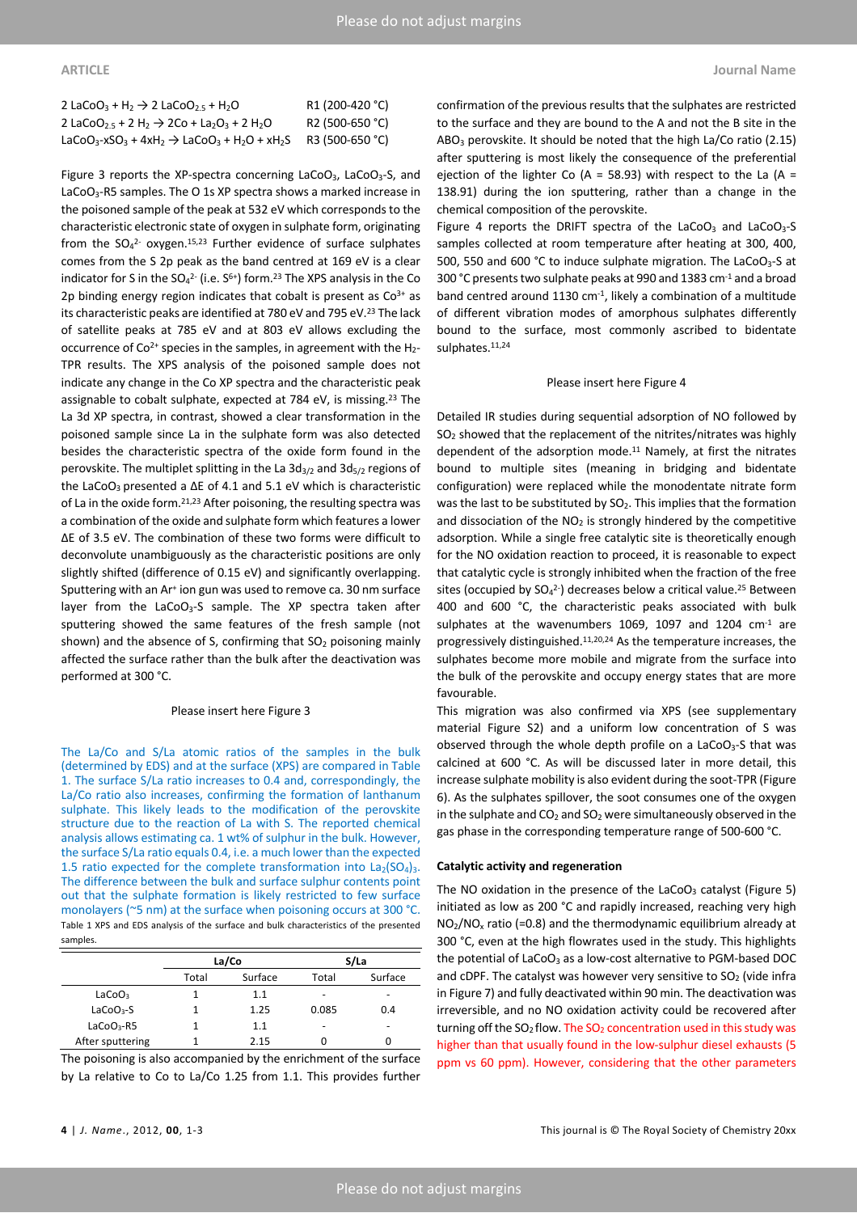$2\ LaCoO_3 + H_2 \rightarrow 2\ LaCoO_{2.5} + H_2O$ R1 (200-420 °C)

$2\ LaCoO_{2.5} + 2\ H_2 \rightarrow 2Co + La_2O_3 + 2\ H_2O$ R2 (500-650 °C)

$LaCoO_3\text{-}xSO_3 + 4xH_2 \rightarrow LaCoO_3 + H_2O + xH_2S$ R3 (500-650 °C)

Figure 3 reports the XP-spectra concerning $LaCoO_3$, $LaCoO_3$-S, and $LaCoO_3$-R5 samples. The O 1s XP spectra shows a marked increase in the poisoned sample of the peak at 532 eV which corresponds to the characteristic electronic state of oxygen in sulphate form, originating from the $SO_4^{2-}$ oxygen.[15,23] Further evidence of surface sulphates comes from the S 2p peak as the band centred at 169 eV is a clear indicator for S in the $SO_4^{2-}$ (i.e. $S^{6+}$) form.[23] The XPS analysis in the Co 2p binding energy region indicates that cobalt is present as $Co^{3+}$ as its characteristic peaks are identified at 780 eV and 795 eV.[23] The lack of satellite peaks at 785 eV and at 803 eV allows excluding the occurrence of $Co^{2+}$ species in the samples, in agreement with the $H_2$-TPR results. The XPS analysis of the poisoned sample does not indicate any change in the Co XP spectra and the characteristic peak assignable to cobalt sulphate, expected at 784 eV, is missing.[23] The La 3d XP spectra, in contrast, showed a clear transformation in the poisoned sample since La in the sulphate form was also detected besides the characteristic spectra of the oxide form found in the perovskite. The multiplet splitting in the La $3d_{3/2}$ and $3d_{5/2}$ regions of the $LaCoO_3$ presented a ΔE of 4.1 and 5.1 eV which is characteristic of La in the oxide form.[21,23] After poisoning, the resulting spectra was a combination of the oxide and sulphate form which features a lower ΔE of 3.5 eV. The combination of these two forms were difficult to deconvolute unambiguously as the characteristic positions are only slightly shifted (difference of 0.15 eV) and significantly overlapping. Sputtering with an $Ar^+$ ion gun was used to remove ca. 30 nm surface layer from the $LaCoO_3$-S sample. The XP spectra taken after sputtering showed the same features of the fresh sample (not shown) and the absence of S, confirming that $SO_2$ poisoning mainly affected the surface rather than the bulk after the deactivation was performed at 300 °C.

Please insert here Figure 3

The La/Co and S/La atomic ratios of the samples in the bulk (determined by EDS) and at the surface (XPS) are compared in Table 1. The surface S/La ratio increases to 0.4 and, correspondingly, the La/Co ratio also increases, confirming the formation of lanthanum sulphate. This likely leads to the modification of the perovskite structure due to the reaction of La with S. The reported chemical analysis allows estimating ca. 1 wt% of sulphur in the bulk. However, the surface S/La ratio equals 0.4, i.e. a much lower than the expected 1.5 ratio expected for the complete transformation into $La_2(SO_4)_3$. The difference between the bulk and surface sulphur contents point out that the sulphate formation is likely restricted to few surface monolayers (~5 nm) at the surface when poisoning occurs at 300 °C.

Table 1 XPS and EDS analysis of the surface and bulk characteristics of the presented samples.

| | La/Co | | S/La | |
|---|---|---|---|---|
| | Total | Surface | Total | Surface |
| $LaCoO_3$ | 1 | 1.1 | - | - |
| $LaCoO_3$-S | 1 | 1.25 | 0.085 | 0.4 |
| $LaCoO_3$-R5 | 1 | 1.1 | - | - |
| After sputtering | 1 | 2.15 | 0 | 0 |

The poisoning is also accompanied by the enrichment of the surface by La relative to Co to La/Co 1.25 from 1.1. This provides further confirmation of the previous results that the sulphates are restricted to the surface and they are bound to the A and not the B site in the $ABO_3$ perovskite. It should be noted that the high La/Co ratio (2.15) after sputtering is most likely the consequence of the preferential ejection of the lighter Co (A = 58.93) with respect to the La (A = 138.91) during the ion sputtering, rather than a change in the chemical composition of the perovskite.

Figure 4 reports the DRIFT spectra of the $LaCoO_3$ and $LaCoO_3$-S samples collected at room temperature after heating at 300, 400, 500, 550 and 600 °C to induce sulphate migration. The $LaCoO_3$-S at 300 °C presents two sulphate peaks at 990 and 1383 $cm^{-1}$ and a broad band centred around 1130 $cm^{-1}$, likely a combination of a multitude of different vibration modes of amorphous sulphates differently bound to the surface, most commonly ascribed to bidentate sulphates.[11,24]

Please insert here Figure 4

Detailed IR studies during sequential adsorption of NO followed by $SO_2$ showed that the replacement of the nitrites/nitrates was highly dependent of the adsorption mode.[11] Namely, at first the nitrates bound to multiple sites (meaning in bridging and bidentate configuration) were replaced while the monodentate nitrate form was the last to be substituted by $SO_2$. This implies that the formation and dissociation of the $NO_2$ is strongly hindered by the competitive adsorption. While a single free catalytic site is theoretically enough for the NO oxidation reaction to proceed, it is reasonable to expect that catalytic cycle is strongly inhibited when the fraction of the free sites (occupied by $SO_4^{2-}$) decreases below a critical value.[25] Between 400 and 600 °C, the characteristic peaks associated with bulk sulphates at the wavenumbers 1069, 1097 and 1204 $cm^{-1}$ are progressively distinguished.[11,20,24] As the temperature increases, the sulphates become more mobile and migrate from the surface into the bulk of the perovskite and occupy energy states that are more favourable.

This migration was also confirmed via XPS (see supplementary material Figure S2) and a uniform low concentration of S was observed through the whole depth profile on a $LaCoO_3$-S that was calcined at 600 °C. As will be discussed later in more detail, this increase sulphate mobility is also evident during the soot-TPR (Figure 6). As the sulphates spillover, the soot consumes one of the oxygen in the sulphate and $CO_2$ and $SO_2$ were simultaneously observed in the gas phase in the corresponding temperature range of 500-600 °C.

### Catalytic activity and regeneration

The NO oxidation in the presence of the $LaCoO_3$ catalyst (Figure 5) initiated as low as 200 °C and rapidly increased, reaching very high $NO_2/NO_x$ ratio (=0.8) and the thermodynamic equilibrium already at 300 °C, even at the high flowrates used in the study. This highlights the potential of $LaCoO_3$ as a low-cost alternative to PGM-based DOC and cDPF. The catalyst was however very sensitive to $SO_2$ (vide infra in Figure 7) and fully deactivated within 90 min. The deactivation was irreversible, and no NO oxidation activity could be recovered after turning off the $SO_2$ flow. The $SO_2$ concentration used in this study was higher than that usually found in the low-sulphur diesel exhausts (5 ppm vs 60 ppm). However, considering that the other parameters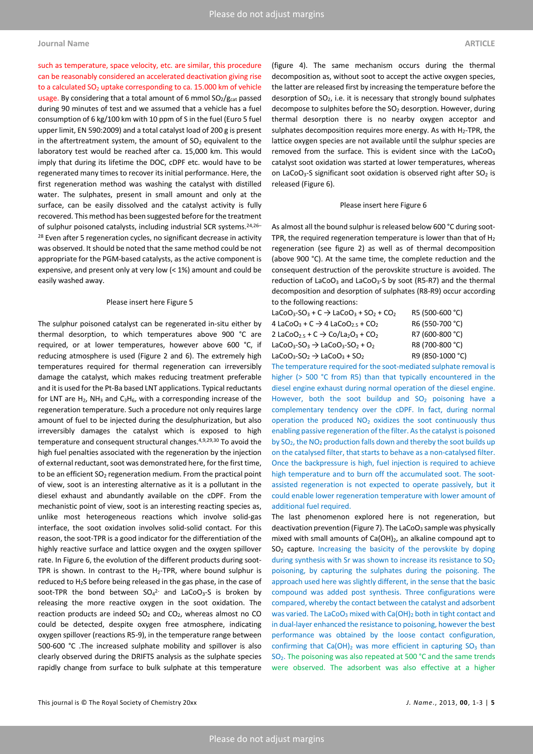such as temperature, space velocity, etc. are similar, this procedure can be reasonably considered an accelerated deactivation giving rise to a calculated $SO_2$ uptake corresponding to ca. 15.000 km of vehicle usage. By considering that a total amount of 6 mmol $SO_2/g_{cat}$ passed during 90 minutes of test and we assumed that a vehicle has a fuel consumption of 6 kg/100 km with 10 ppm of S in the fuel (Euro 5 fuel upper limit, EN 590:2009) and a total catalyst load of 200 g is present in the aftertreatment system, the amount of $SO_2$ equivalent to the laboratory test would be reached after ca. 15,000 km. This would imply that during its lifetime the DOC, cDPF etc. would have to be regenerated many times to recover its initial performance. Here, the first regeneration method was washing the catalyst with distilled water. The sulphates, present in small amount and only at the surface, can be easily dissolved and the catalyst activity is fully recovered. This method has been suggested before for the treatment of sulphur poisoned catalysts, including industrial SCR systems.[24,26–28] Even after 5 regeneration cycles, no significant decrease in activity was observed. It should be noted that the same method could be not appropriate for the PGM-based catalysts, as the active component is expensive, and present only at very low (< 1%) amount and could be easily washed away.

Please insert here Figure 5

The sulphur poisoned catalyst can be regenerated in-situ either by thermal desorption, to which temperatures above 900 °C are required, or at lower temperatures, however above 600 °C, if reducing atmosphere is used (Figure 2 and 6). The extremely high temperatures required for thermal regeneration can irreversibly damage the catalyst, which makes reducing treatment preferable and it is used for the Pt-Ba based LNT applications. Typical reductants for LNT are $H_2$, $NH_3$ and $C_3H_6$, with a corresponding increase of the regeneration temperature. Such a procedure not only requires large amount of fuel to be injected during the desulphurization, but also irreversibly damages the catalyst which is exposed to high temperature and consequent structural changes.[4,9,29,30] To avoid the high fuel penalties associated with the regeneration by the injection of external reductant, soot was demonstrated here, for the first time, to be an efficient $SO_2$ regeneration medium. From the practical point of view, soot is an interesting alternative as it is a pollutant in the diesel exhaust and abundantly available on the cDPF. From the mechanistic point of view, soot is an interesting reacting species as, unlike most heterogeneous reactions which involve solid-gas interface, the soot oxidation involves solid-solid contact. For this reason, the soot-TPR is a good indicator for the differentiation of the highly reactive surface and lattice oxygen and the oxygen spillover rate. In Figure 6, the evolution of the different products during soot-TPR is shown. In contrast to the $H_2$-TPR, where bound sulphur is reduced to $H_2S$ before being released in the gas phase, in the case of soot-TPR the bond between $SO_4^{2-}$ and $LaCoO_3$-S is broken by releasing the more reactive oxygen in the soot oxidation. The reaction products are indeed $SO_2$ and $CO_2$, whereas almost no CO could be detected, despite oxygen free atmosphere, indicating oxygen spillover (reactions R5-9), in the temperature range between 500-600 °C .The increased sulphate mobility and spillover is also clearly observed during the DRIFTS analysis as the sulphate species rapidly change from surface to bulk sulphate at this temperature (figure 4). The same mechanism occurs during the thermal decomposition as, without soot to accept the active oxygen species, the latter are released first by increasing the temperature before the desorption of $SO_2$, i.e. it is necessary that strongly bound sulphates decompose to sulphites before the $SO_2$ desorption. However, during thermal desorption there is no nearby oxygen acceptor and sulphates decomposition requires more energy. As with $H_2$-TPR, the lattice oxygen species are not available until the sulphur species are removed from the surface. This is evident since with the $LaCoO_3$ catalyst soot oxidation was started at lower temperatures, whereas on $LaCoO_3$-S significant soot oxidation is observed right after $SO_2$ is released (Figure 6).

Please insert here Figure 6

As almost all the bound sulphur is released below 600 °C during soot-TPR, the required regeneration temperature is lower than that of $H_2$ regeneration (see figure 2) as well as of thermal decomposition (above 900 °C). At the same time, the complete reduction and the consequent destruction of the perovskite structure is avoided. The reduction of $LaCoO_3$ and $LaCoO_3$-S by soot (R5-R7) and the thermal decomposition and desorption of sulphates (R8-R9) occur according to the following reactions:

$LaCoO_3\text{-}SO_3 + C \rightarrow LaCoO_3 + SO_2 + CO_2$ R5 (500-600 °C)

$4\ LaCoO_3 + C \rightarrow 4\ LaCoO_{2.5} + CO_2$ R6 (550-700 °C)

$2\ LaCoO_{2.5} + C \rightarrow Co/La_2O_3 + CO_2$ R7 (600-800 °C)

$LaCoO_3\text{-}SO_3 \rightarrow LaCoO_3\text{-}SO_2 + O_2$ R8 (700-800 °C)

$LaCoO_3\text{-}SO_2 \rightarrow LaCoO_3 + SO_2$ R9 (850-1000 °C)

The temperature required for the soot-mediated sulphate removal is higher (> 500 °C from R5) than that typically encountered in the diesel engine exhaust during normal operation of the diesel engine. However, both the soot buildup and $SO_2$ poisoning have a complementary tendency over the cDPF. In fact, during normal operation the produced $NO_2$ oxidizes the soot continuously thus enabling passive regeneration of the filter. As the catalyst is poisoned by $SO_2$, the $NO_2$ production falls down and thereby the soot builds up on the catalysed filter, that starts to behave as a non-catalysed filter. Once the backpressure is high, fuel injection is required to achieve high temperature and to burn off the accumulated soot. The soot-assisted regeneration is not expected to operate passively, but it could enable lower regeneration temperature with lower amount of additional fuel required.

The last phenomenon explored here is not regeneration, but deactivation prevention (Figure 7). The $LaCoO_3$ sample was physically mixed with small amounts of $Ca(OH)_2$, an alkaline compound apt to $SO_2$ capture. Increasing the basicity of the perovskite by doping during synthesis with Sr was shown to increase its resistance to $SO_2$ poisoning, by capturing the sulphates during the poisoning. The approach used here was slightly different, in the sense that the basic compound was added post synthesis. Three configurations were compared, whereby the contact between the catalyst and adsorbent was varied. The $LaCoO_3$ mixed with $Ca(OH)_2$ both in tight contact and in dual-layer enhanced the resistance to poisoning, however the best performance was obtained by the loose contact configuration, confirming that $Ca(OH)_2$ was more efficient in capturing $SO_3$ than $SO_2$. The poisoning was also repeated at 500 °C and the same trends were observed. The adsorbent was also effective at a higher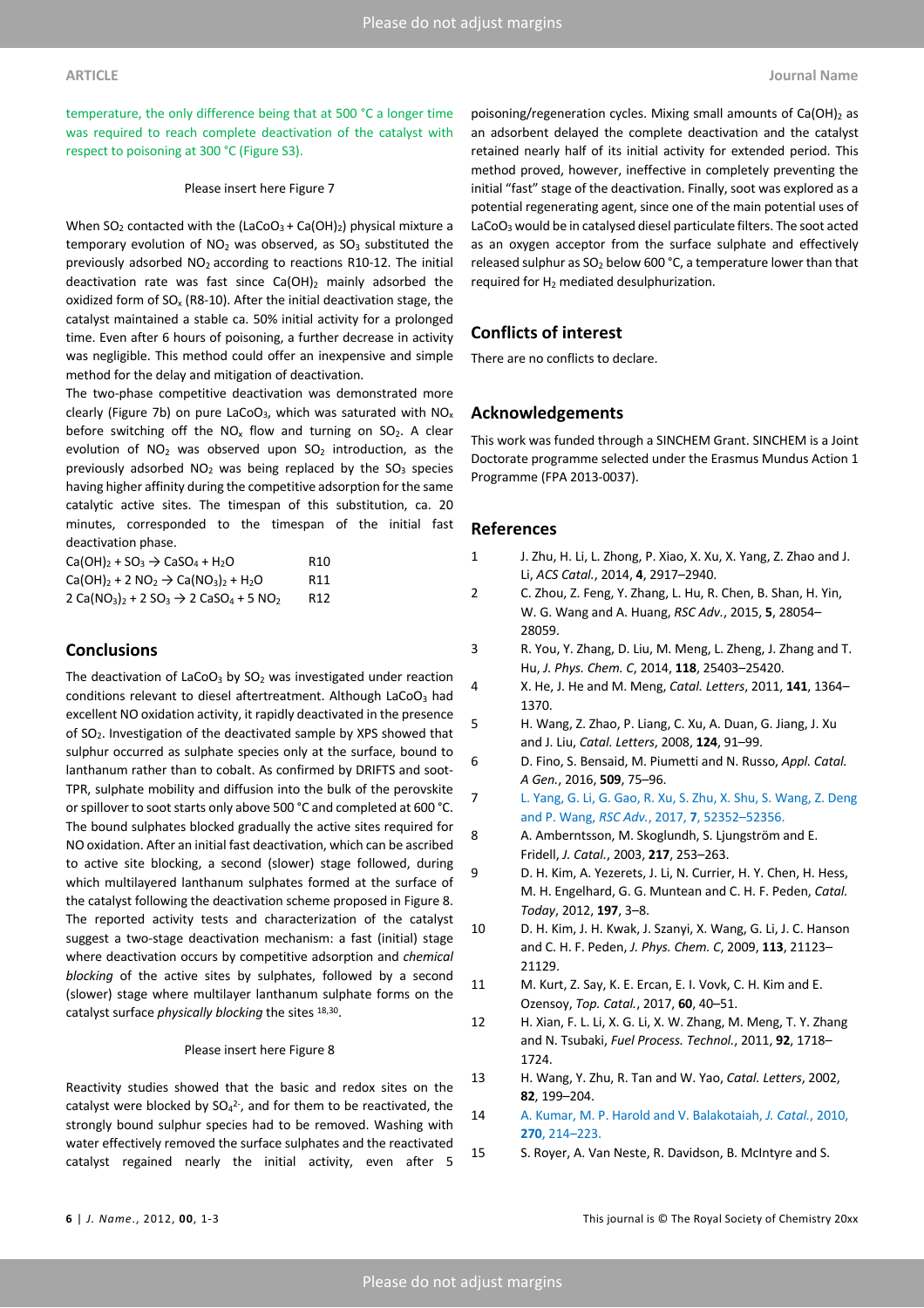temperature, the only difference being that at 500 °C a longer time was required to reach complete deactivation of the catalyst with respect to poisoning at 300 °C (Figure S3).

Please insert here Figure 7

When $SO_2$ contacted with the ($LaCoO_3$ + $Ca(OH)_2$) physical mixture a temporary evolution of $NO_2$ was observed, as $SO_3$ substituted the previously adsorbed $NO_2$ according to reactions R10-12. The initial deactivation rate was fast since $Ca(OH)_2$ mainly adsorbed the oxidized form of $SO_x$ (R8-10). After the initial deactivation stage, the catalyst maintained a stable ca. 50% initial activity for a prolonged time. Even after 6 hours of poisoning, a further decrease in activity was negligible. This method could offer an inexpensive and simple method for the delay and mitigation of deactivation.

The two-phase competitive deactivation was demonstrated more clearly (Figure 7b) on pure $LaCoO_3$, which was saturated with $NO_x$ before switching off the $NO_x$ flow and turning on $SO_2$. A clear evolution of $NO_2$ was observed upon $SO_2$ introduction, as the previously adsorbed $NO_2$ was being replaced by the $SO_3$ species having higher affinity during the competitive adsorption for the same catalytic active sites. The timespan of this substitution, ca. 20 minutes, corresponded to the timespan of the initial fast deactivation phase.

$Ca(OH)_2 + SO_3 \rightarrow CaSO_4 + H_2O$ R10

$Ca(OH)_2 + 2\ NO_2 \rightarrow Ca(NO_3)_2 + H_2O$ R11

$2\ Ca(NO_3)_2 + 2\ SO_3 \rightarrow 2\ CaSO_4 + 5\ NO_2$ R12

## Conclusions

The deactivation of $LaCoO_3$ by $SO_2$ was investigated under reaction conditions relevant to diesel aftertreatment. Although $LaCoO_3$ had excellent NO oxidation activity, it rapidly deactivated in the presence of $SO_2$. Investigation of the deactivated sample by XPS showed that sulphur occurred as sulphate species only at the surface, bound to lanthanum rather than to cobalt. As confirmed by DRIFTS and soot-TPR, sulphate mobility and diffusion into the bulk of the perovskite or spillover to soot starts only above 500 °C and completed at 600 °C. The bound sulphates blocked gradually the active sites required for NO oxidation. After an initial fast deactivation, which can be ascribed to active site blocking, a second (slower) stage followed, during which multilayered lanthanum sulphates formed at the surface of the catalyst following the deactivation scheme proposed in Figure 8. The reported activity tests and characterization of the catalyst suggest a two-stage deactivation mechanism: a fast (initial) stage where deactivation occurs by competitive adsorption and *chemical blocking* of the active sites by sulphates, followed by a second (slower) stage where multilayer lanthanum sulphate forms on the catalyst surface *physically blocking* the sites [18,30].

Please insert here Figure 8

Reactivity studies showed that the basic and redox sites on the catalyst were blocked by $SO_4^{2-}$, and for them to be reactivated, the strongly bound sulphur species had to be removed. Washing with water effectively removed the surface sulphates and the reactivated catalyst regained nearly the initial activity, even after 5 poisoning/regeneration cycles. Mixing small amounts of $Ca(OH)_2$ as an adsorbent delayed the complete deactivation and the catalyst retained nearly half of its initial activity for extended period. This method proved, however, ineffective in completely preventing the initial "fast" stage of the deactivation. Finally, soot was explored as a potential regenerating agent, since one of the main potential uses of $LaCoO_3$ would be in catalysed diesel particulate filters. The soot acted as an oxygen acceptor from the surface sulphate and effectively released sulphur as $SO_2$ below 600 °C, a temperature lower than that required for $H_2$ mediated desulphurization.

## Conflicts of interest

There are no conflicts to declare.

## Acknowledgements

This work was funded through a SINCHEM Grant. SINCHEM is a Joint Doctorate programme selected under the Erasmus Mundus Action 1 Programme (FPA 2013-0037).

## References

1. J. Zhu, H. Li, L. Zhong, P. Xiao, X. Xu, X. Yang, Z. Zhao and J. Li, *ACS Catal.*, 2014, **4**, 2917–2940.
2. C. Zhou, Z. Feng, Y. Zhang, L. Hu, R. Chen, B. Shan, H. Yin, W. G. Wang and A. Huang, *RSC Adv.*, 2015, **5**, 28054–28059.
3. R. You, Y. Zhang, D. Liu, M. Meng, L. Zheng, J. Zhang and T. Hu, *J. Phys. Chem. C*, 2014, **118**, 25403–25420.
4. X. He, J. He and M. Meng, *Catal. Letters*, 2011, **141**, 1364–1370.
5. H. Wang, Z. Zhao, P. Liang, C. Xu, A. Duan, G. Jiang, J. Xu and J. Liu, *Catal. Letters*, 2008, **124**, 91–99.
6. D. Fino, S. Bensaid, M. Piumetti and N. Russo, *Appl. Catal. A Gen.*, 2016, **509**, 75–96.
7. L. Yang, G. Li, G. Gao, R. Xu, S. Zhu, X. Shu, S. Wang, Z. Deng and P. Wang, *RSC Adv.*, 2017, **7**, 52352–52356.
8. A. Amberntsson, M. Skoglundh, S. Ljungström and E. Fridell, *J. Catal.*, 2003, **217**, 253–263.
9. D. H. Kim, A. Yezerets, J. Li, N. Currier, H. Y. Chen, H. Hess, M. H. Engelhard, G. G. Muntean and C. H. F. Peden, *Catal. Today*, 2012, **197**, 3–8.
10. D. H. Kim, J. H. Kwak, J. Szanyi, X. Wang, G. Li, J. C. Hanson and C. H. F. Peden, *J. Phys. Chem. C*, 2009, **113**, 21123–21129.
11. M. Kurt, Z. Say, K. E. Ercan, E. I. Vovk, C. H. Kim and E. Ozensoy, *Top. Catal.*, 2017, **60**, 40–51.
12. H. Xian, F. L. Li, X. G. Li, X. W. Zhang, M. Meng, T. Y. Zhang and N. Tsubaki, *Fuel Process. Technol.*, 2011, **92**, 1718–1724.
13. H. Wang, Y. Zhu, R. Tan and W. Yao, *Catal. Letters*, 2002, **82**, 199–204.
14. A. Kumar, M. P. Harold and V. Balakotaiah, *J. Catal.*, 2010, **270**, 214–223.
15. S. Royer, A. Van Neste, R. Davidson, B. McIntyre and S.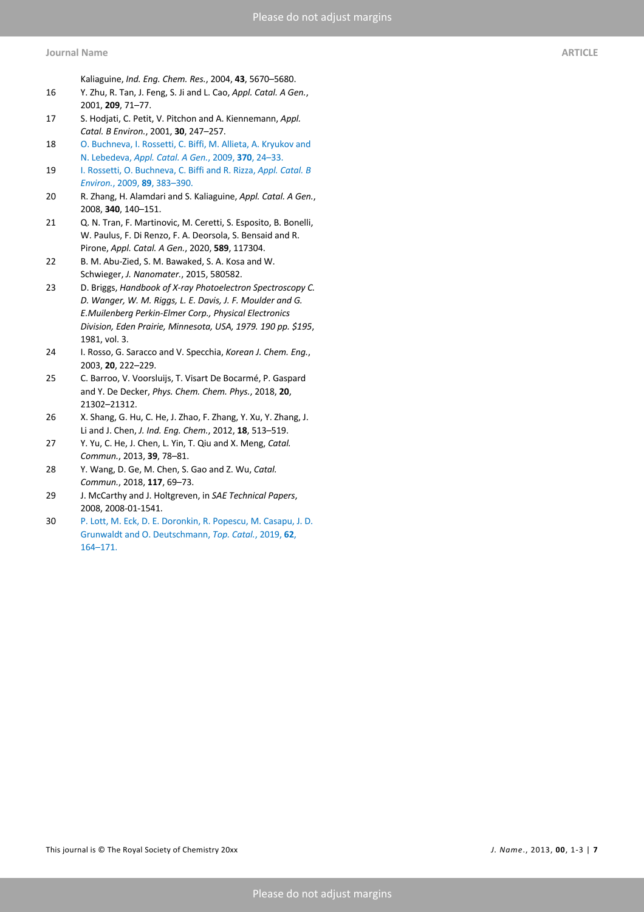Kaliaguine, *Ind. Eng. Chem. Res.*, 2004, **43**, 5670–5680.

16 Y. Zhu, R. Tan, J. Feng, S. Ji and L. Cao, *Appl. Catal. A Gen.*, 2001, **209**, 71–77.

17 S. Hodjati, C. Petit, V. Pitchon and A. Kiennemann, *Appl. Catal. B Environ.*, 2001, **30**, 247–257.

18 O. Buchneva, I. Rossetti, C. Biffi, M. Allieta, A. Kryukov and N. Lebedeva, *Appl. Catal. A Gen.*, 2009, **370**, 24–33.

19 I. Rossetti, O. Buchneva, C. Biffi and R. Rizza, *Appl. Catal. B Environ.*, 2009, **89**, 383–390.

20 R. Zhang, H. Alamdari and S. Kaliaguine, *Appl. Catal. A Gen.*, 2008, **340**, 140–151.

21 Q. N. Tran, F. Martinovic, M. Ceretti, S. Esposito, B. Bonelli, W. Paulus, F. Di Renzo, F. A. Deorsola, S. Bensaid and R. Pirone, *Appl. Catal. A Gen.*, 2020, **589**, 117304.

22 B. M. Abu-Zied, S. M. Bawaked, S. A. Kosa and W. Schwieger, *J. Nanomater.*, 2015, 580582.

23 D. Briggs, *Handbook of X-ray Photoelectron Spectroscopy C. D. Wanger, W. M. Riggs, L. E. Davis, J. F. Moulder and G. E.Muilenberg Perkin-Elmer Corp., Physical Electronics Division, Eden Prairie, Minnesota, USA, 1979. 190 pp. $195*, 1981, vol. 3.

24 I. Rosso, G. Saracco and V. Specchia, *Korean J. Chem. Eng.*, 2003, **20**, 222–229.

25 C. Barroo, V. Voorsluijs, T. Visart De Bocarmé, P. Gaspard and Y. De Decker, *Phys. Chem. Chem. Phys.*, 2018, **20**, 21302–21312.

26 X. Shang, G. Hu, C. He, J. Zhao, F. Zhang, Y. Xu, Y. Zhang, J. Li and J. Chen, *J. Ind. Eng. Chem.*, 2012, **18**, 513–519.

27 Y. Yu, C. He, J. Chen, L. Yin, T. Qiu and X. Meng, *Catal. Commun.*, 2013, **39**, 78–81.

28 Y. Wang, D. Ge, M. Chen, S. Gao and Z. Wu, *Catal. Commun.*, 2018, **117**, 69–73.

29 J. McCarthy and J. Holtgreven, in *SAE Technical Papers*, 2008, 2008-01-1541.

30 P. Lott, M. Eck, D. E. Doronkin, R. Popescu, M. Casapu, J. D. Grunwaldt and O. Deutschmann, *Top. Catal.*, 2019, **62**, 164–171.